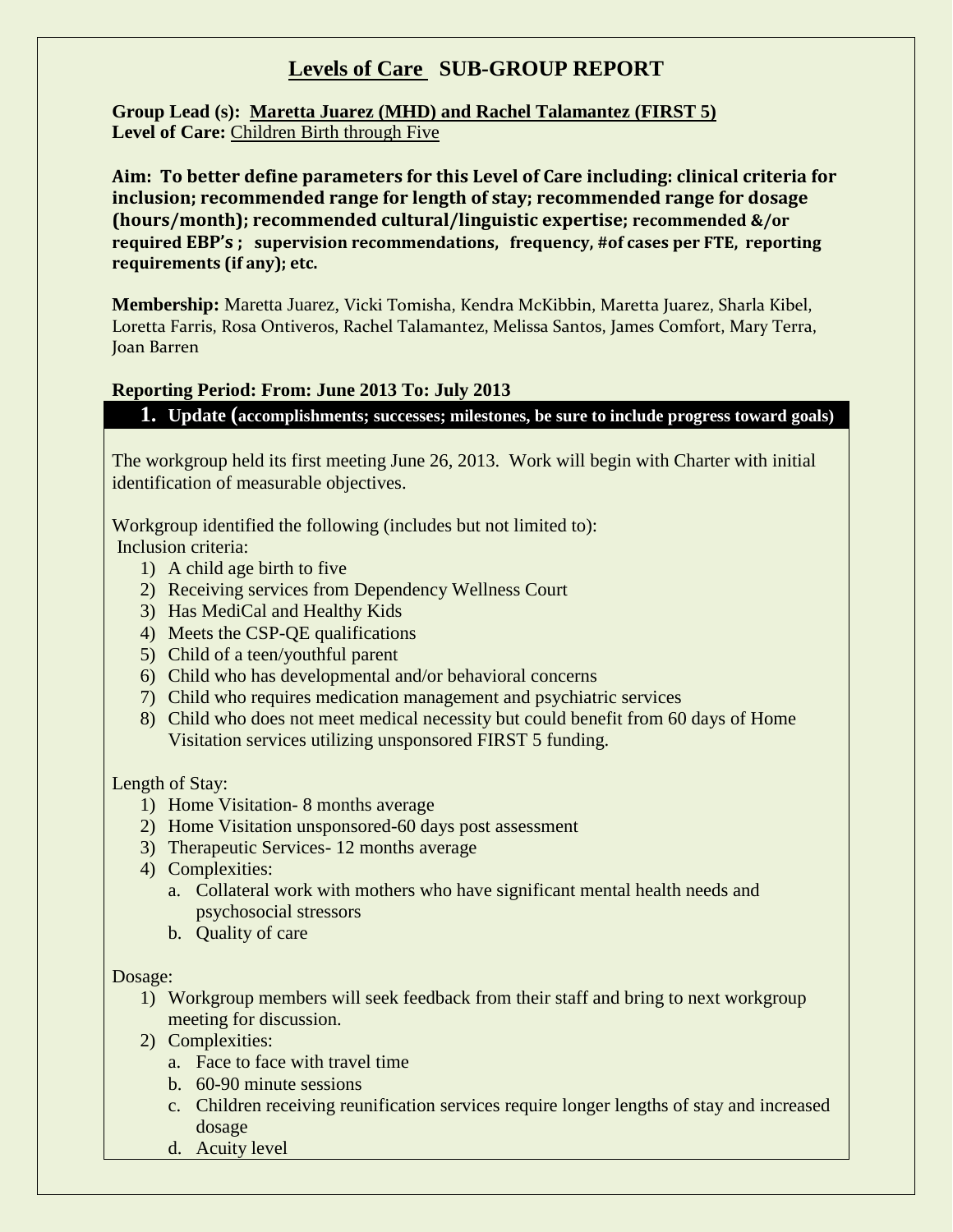# Levels of Care SUB-GROUP REPORT

**Group Lead (s): Maretta Juarez (MHD) and Rachel Talamantez (FIRST 5)**
**Level of Care:** Children Birth through Five

**Aim: To better define parameters for this Level of Care including: clinical criteria for inclusion; recommended range for length of stay; recommended range for dosage (hours/month); recommended cultural/linguistic expertise; recommended &/or required EBP's ; supervision recommendations, frequency, #of cases per FTE, reporting requirements (if any); etc.**

**Membership:** Maretta Juarez, Vicki Tomisha, Kendra McKibbin, Maretta Juarez, Sharla Kibel, Loretta Farris, Rosa Ontiveros, Rachel Talamantez, Melissa Santos, James Comfort, Mary Terra, Joan Barren

**Reporting Period: From: June 2013 To: July 2013**

## 1. Update (accomplishments; successes; milestones, be sure to include progress toward goals)

The workgroup held its first meeting June 26, 2013. Work will begin with Charter with initial identification of measurable objectives.

Workgroup identified the following (includes but not limited to):
Inclusion criteria:

1) A child age birth to five
2) Receiving services from Dependency Wellness Court
3) Has MediCal and Healthy Kids
4) Meets the CSP-QE qualifications
5) Child of a teen/youthful parent
6) Child who has developmental and/or behavioral concerns
7) Child who requires medication management and psychiatric services
8) Child who does not meet medical necessity but could benefit from 60 days of Home Visitation services utilizing unsponsored FIRST 5 funding.

Length of Stay:

1) Home Visitation- 8 months average
2) Home Visitation unsponsored-60 days post assessment
3) Therapeutic Services- 12 months average
4) Complexities:
   a. Collateral work with mothers who have significant mental health needs and psychosocial stressors
   b. Quality of care

Dosage:

1) Workgroup members will seek feedback from their staff and bring to next workgroup meeting for discussion.
2) Complexities:
   a. Face to face with travel time
   b. 60-90 minute sessions
   c. Children receiving reunification services require longer lengths of stay and increased dosage
   d. Acuity level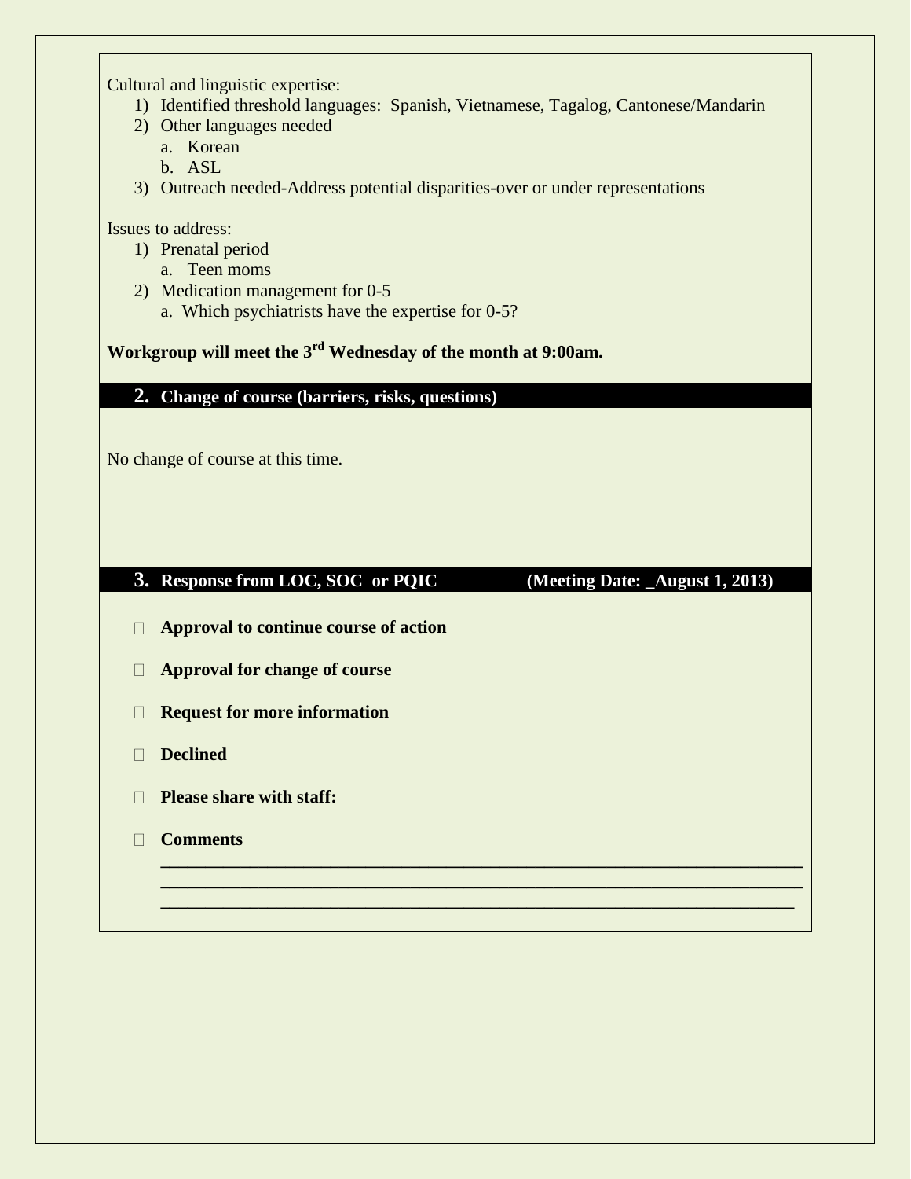Cultural and linguistic expertise:

1) Identified threshold languages: Spanish, Vietnamese, Tagalog, Cantonese/Mandarin
2) Other languages needed
   a. Korean
   b. ASL
3) Outreach needed-Address potential disparities-over or under representations

Issues to address:

1) Prenatal period
   a. Teen moms
2) Medication management for 0-5
   a. Which psychiatrists have the expertise for 0-5?

**Workgroup will meet the 3rd Wednesday of the month at 9:00am.**

## 2. Change of course (barriers, risks, questions)

No change of course at this time.

## 3. Response from LOC, SOC or PQIC (Meeting Date: _August 1, 2013)

- ☐ **Approval to continue course of action**
- ☐ **Approval for change of course**
- ☐ **Request for more information**
- ☐ **Declined**
- ☐ **Please share with staff:**
- ☐ **Comments**

________________________________________________________________________
________________________________________________________________________
________________________________________________________________________